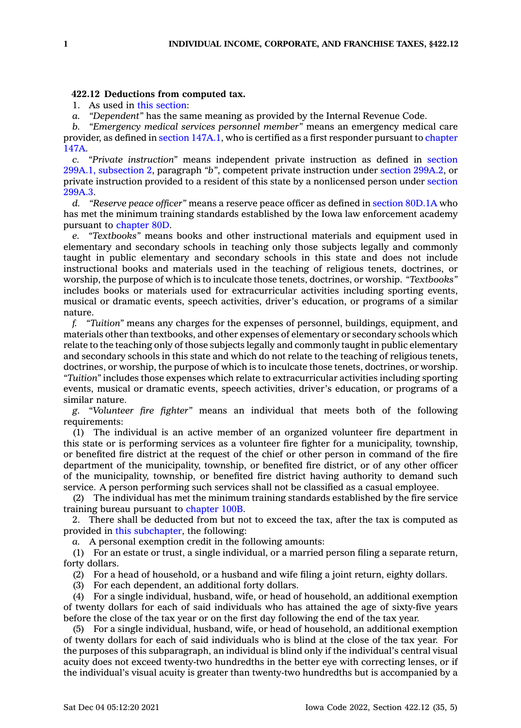**422.12 Deductions from computed tax.**

1. As used in this section:

*a. "Dependent"* has the same meaning as provided by the Internal Revenue Code.

*b. "Emergency medical services personnel member"* means an emergency medical care provider, as defined in section 147A.1, who is certified as a first responder pursuant to chapter 147A.

*c. "Private instruction"* means independent private instruction as defined in section 299A.1, subsection 2, paragraph *"b"*, competent private instruction under section 299A.2, or private instruction provided to a resident of this state by a nonlicensed person under section 299A.3.

*d. "Reserve peace officer"* means a reserve peace officer as defined in section 80D.1A who has met the minimum training standards established by the Iowa law enforcement academy pursuant to chapter 80D.

*e. "Textbooks"* means books and other instructional materials and equipment used in elementary and secondary schools in teaching only those subjects legally and commonly taught in public elementary and secondary schools in this state and does not include instructional books and materials used in the teaching of religious tenets, doctrines, or worship, the purpose of which is to inculcate those tenets, doctrines, or worship. *"Textbooks"* includes books or materials used for extracurricular activities including sporting events, musical or dramatic events, speech activities, driver's education, or programs of a similar nature.

*f. "Tuition"* means any charges for the expenses of personnel, buildings, equipment, and materials other than textbooks, and other expenses of elementary or secondary schools which relate to the teaching only of those subjects legally and commonly taught in public elementary and secondary schools in this state and which do not relate to the teaching of religious tenets, doctrines, or worship, the purpose of which is to inculcate those tenets, doctrines, or worship. *"Tuition"* includes those expenses which relate to extracurricular activities including sporting events, musical or dramatic events, speech activities, driver's education, or programs of a similar nature.

*g. "Volunteer fire fighter"* means an individual that meets both of the following requirements:

(1) The individual is an active member of an organized volunteer fire department in this state or is performing services as a volunteer fire fighter for a municipality, township, or benefited fire district at the request of the chief or other person in command of the fire department of the municipality, township, or benefited fire district, or of any other officer of the municipality, township, or benefited fire district having authority to demand such service. A person performing such services shall not be classified as a casual employee.

(2) The individual has met the minimum training standards established by the fire service training bureau pursuant to chapter 100B.

2. There shall be deducted from but not to exceed the tax, after the tax is computed as provided in this subchapter, the following:

*a.* A personal exemption credit in the following amounts:

(1) For an estate or trust, a single individual, or a married person filing a separate return, forty dollars.

(2) For a head of household, or a husband and wife filing a joint return, eighty dollars.

(3) For each dependent, an additional forty dollars.

(4) For a single individual, husband, wife, or head of household, an additional exemption of twenty dollars for each of said individuals who has attained the age of sixty-five years before the close of the tax year or on the first day following the end of the tax year.

(5) For a single individual, husband, wife, or head of household, an additional exemption of twenty dollars for each of said individuals who is blind at the close of the tax year. For the purposes of this subparagraph, an individual is blind only if the individual's central visual acuity does not exceed twenty-two hundredths in the better eye with correcting lenses, or if the individual's visual acuity is greater than twenty-two hundredths but is accompanied by a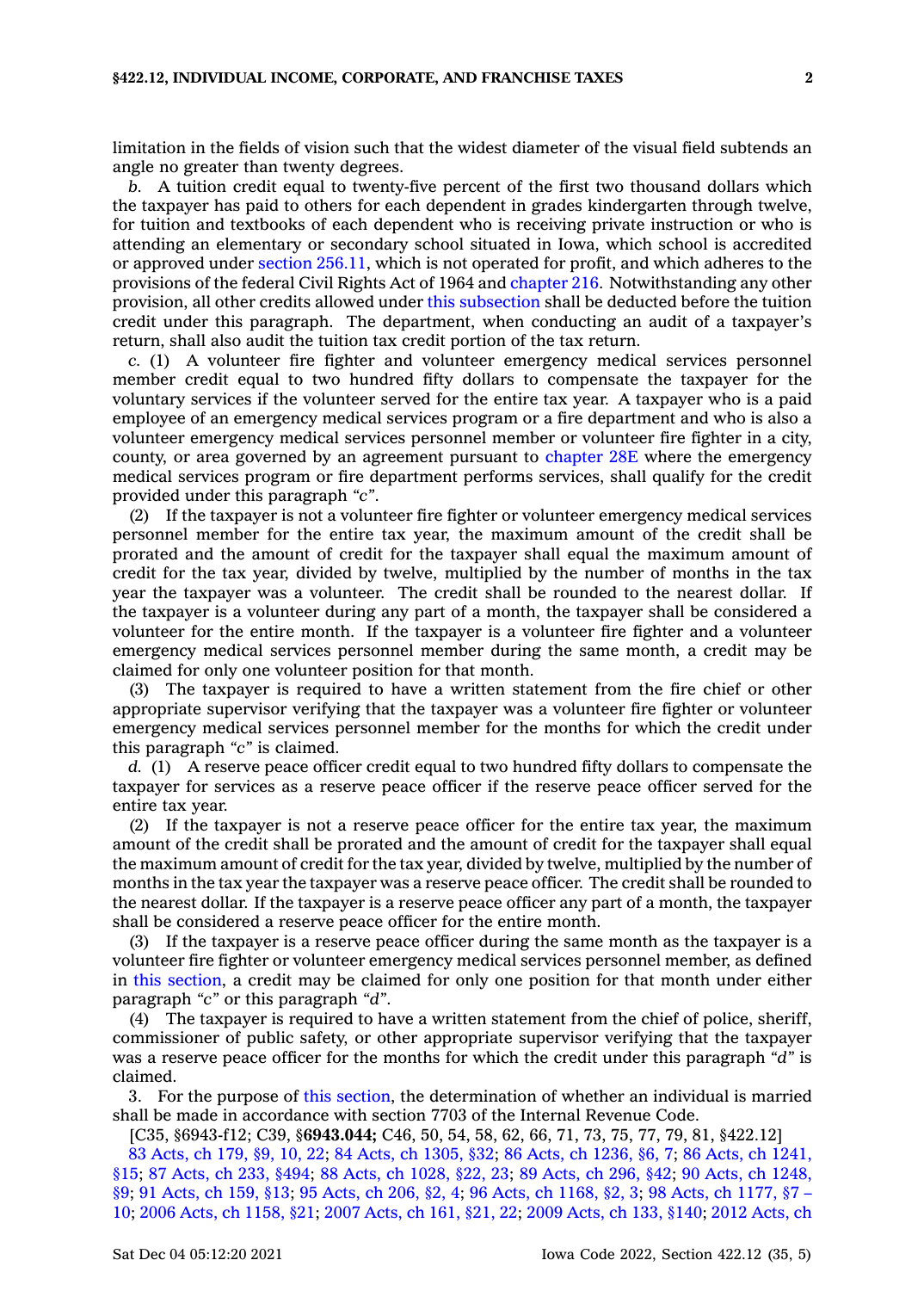limitation in the fields of vision such that the widest diameter of the visual field subtends an angle no greater than twenty degrees.

*b.* A tuition credit equal to twenty-five percent of the first two thousand dollars which the taxpayer has paid to others for each dependent in grades kindergarten through twelve, for tuition and textbooks of each dependent who is receiving private instruction or who is attending an elementary or secondary school situated in Iowa, which school is accredited or approved under section 256.11, which is not operated for profit, and which adheres to the provisions of the federal Civil Rights Act of 1964 and chapter 216. Notwithstanding any other provision, all other credits allowed under this subsection shall be deducted before the tuition credit under this paragraph. The department, when conducting an audit of a taxpayer's return, shall also audit the tuition tax credit portion of the tax return.

*c.* (1) A volunteer fire fighter and volunteer emergency medical services personnel member credit equal to two hundred fifty dollars to compensate the taxpayer for the voluntary services if the volunteer served for the entire tax year. A taxpayer who is a paid employee of an emergency medical services program or a fire department and who is also a volunteer emergency medical services personnel member or volunteer fire fighter in a city, county, or area governed by an agreement pursuant to chapter 28E where the emergency medical services program or fire department performs services, shall qualify for the credit provided under this paragraph *"c"*.

(2) If the taxpayer is not a volunteer fire fighter or volunteer emergency medical services personnel member for the entire tax year, the maximum amount of the credit shall be prorated and the amount of credit for the taxpayer shall equal the maximum amount of credit for the tax year, divided by twelve, multiplied by the number of months in the tax year the taxpayer was a volunteer. The credit shall be rounded to the nearest dollar. If the taxpayer is a volunteer during any part of a month, the taxpayer shall be considered a volunteer for the entire month. If the taxpayer is a volunteer fire fighter and a volunteer emergency medical services personnel member during the same month, a credit may be claimed for only one volunteer position for that month.

(3) The taxpayer is required to have a written statement from the fire chief or other appropriate supervisor verifying that the taxpayer was a volunteer fire fighter or volunteer emergency medical services personnel member for the months for which the credit under this paragraph *"c"* is claimed.

*d.* (1) A reserve peace officer credit equal to two hundred fifty dollars to compensate the taxpayer for services as a reserve peace officer if the reserve peace officer served for the entire tax year.

(2) If the taxpayer is not a reserve peace officer for the entire tax year, the maximum amount of the credit shall be prorated and the amount of credit for the taxpayer shall equal the maximum amount of credit for the tax year, divided by twelve, multiplied by the number of months in the tax year the taxpayer was a reserve peace officer. The credit shall be rounded to the nearest dollar. If the taxpayer is a reserve peace officer any part of a month, the taxpayer shall be considered a reserve peace officer for the entire month.

(3) If the taxpayer is a reserve peace officer during the same month as the taxpayer is a volunteer fire fighter or volunteer emergency medical services personnel member, as defined in this section, a credit may be claimed for only one position for that month under either paragraph *"c"* or this paragraph *"d"*.

(4) The taxpayer is required to have a written statement from the chief of police, sheriff, commissioner of public safety, or other appropriate supervisor verifying that the taxpayer was a reserve peace officer for the months for which the credit under this paragraph *"d"* is claimed.

3. For the purpose of this section, the determination of whether an individual is married shall be made in accordance with section 7703 of the Internal Revenue Code.

[C35, §6943-f12; C39, §**6943.044;** C46, 50, 54, 58, 62, 66, 71, 73, 75, 77, 79, 81, §422.12]

83 Acts, ch 179, §9, 10, 22; 84 Acts, ch 1305, §32; 86 Acts, ch 1236, §6, 7; 86 Acts, ch 1241, §15; 87 Acts, ch 233, §494; 88 Acts, ch 1028, §22, 23; 89 Acts, ch 296, §42; 90 Acts, ch 1248, §9; 91 Acts, ch 159, §13; 95 Acts, ch 206, §2, 4; 96 Acts, ch 1168, §2, 3; 98 Acts, ch 1177, §7 – 10; 2006 Acts, ch 1158, §21; 2007 Acts, ch 161, §21, 22; 2009 Acts, ch 133, §140; 2012 Acts, ch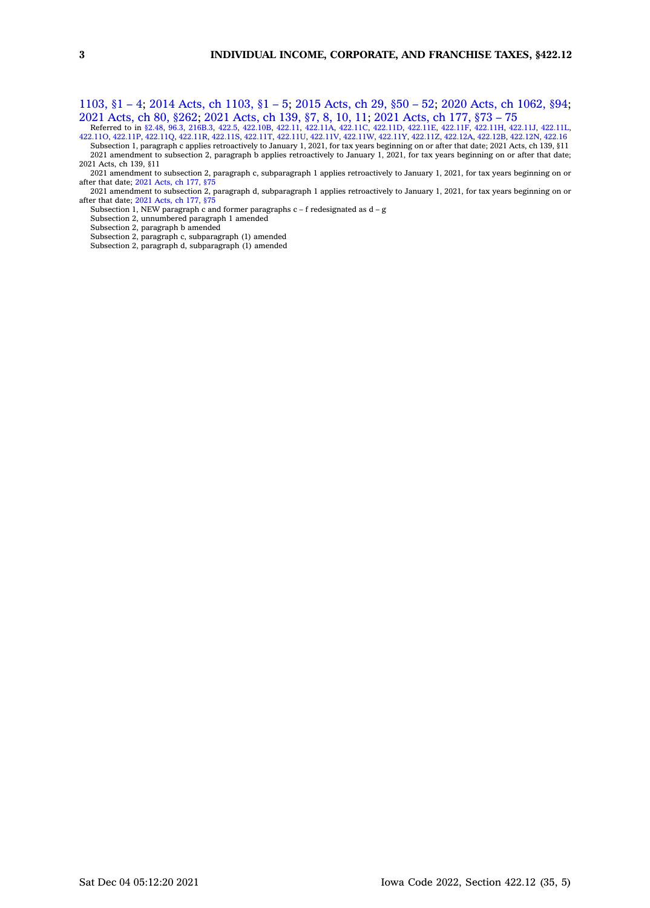1103, §1 – 4; 2014 Acts, ch 1103, §1 – 5; 2015 Acts, ch 29, §50 – 52; 2020 Acts, ch 1062, §94; 2021 Acts, ch 80, §262; 2021 Acts, ch 139, §7, 8, 10, 11; 2021 Acts, ch 177, §73 – 75

Referred to in §2.48, 96.3, 216B.3, 422.5, 422.10B, 422.11, 422.11A, 422.11C, 422.11D, 422.11E, 422.11F, 422.11H, 422.11J, 422.11L, 422.11O, 422.11P, 422.11Q, 422.11R, 422.11S, 422.11T, 422.11U, 422.11V, 422.11W, 422.11Y, 422.11Z, 422.12A, 422.12B, 422.12N, 422.16

Subsection 1, paragraph c applies retroactively to January 1, 2021, for tax years beginning on or after that date; 2021 Acts, ch 139, §11

2021 amendment to subsection 2, paragraph b applies retroactively to January 1, 2021, for tax years beginning on or after that date; 2021 Acts, ch 139, §11

2021 amendment to subsection 2, paragraph c, subparagraph 1 applies retroactively to January 1, 2021, for tax years beginning on or after that date; 2021 Acts, ch 177, §75

2021 amendment to subsection 2, paragraph d, subparagraph 1 applies retroactively to January 1, 2021, for tax years beginning on or after that date; 2021 Acts, ch 177, §75

Subsection 1, NEW paragraph c and former paragraphs c – f redesignated as d – g

Subsection 2, unnumbered paragraph 1 amended

Subsection 2, paragraph b amended

Subsection 2, paragraph c, subparagraph (1) amended

Subsection 2, paragraph d, subparagraph (1) amended